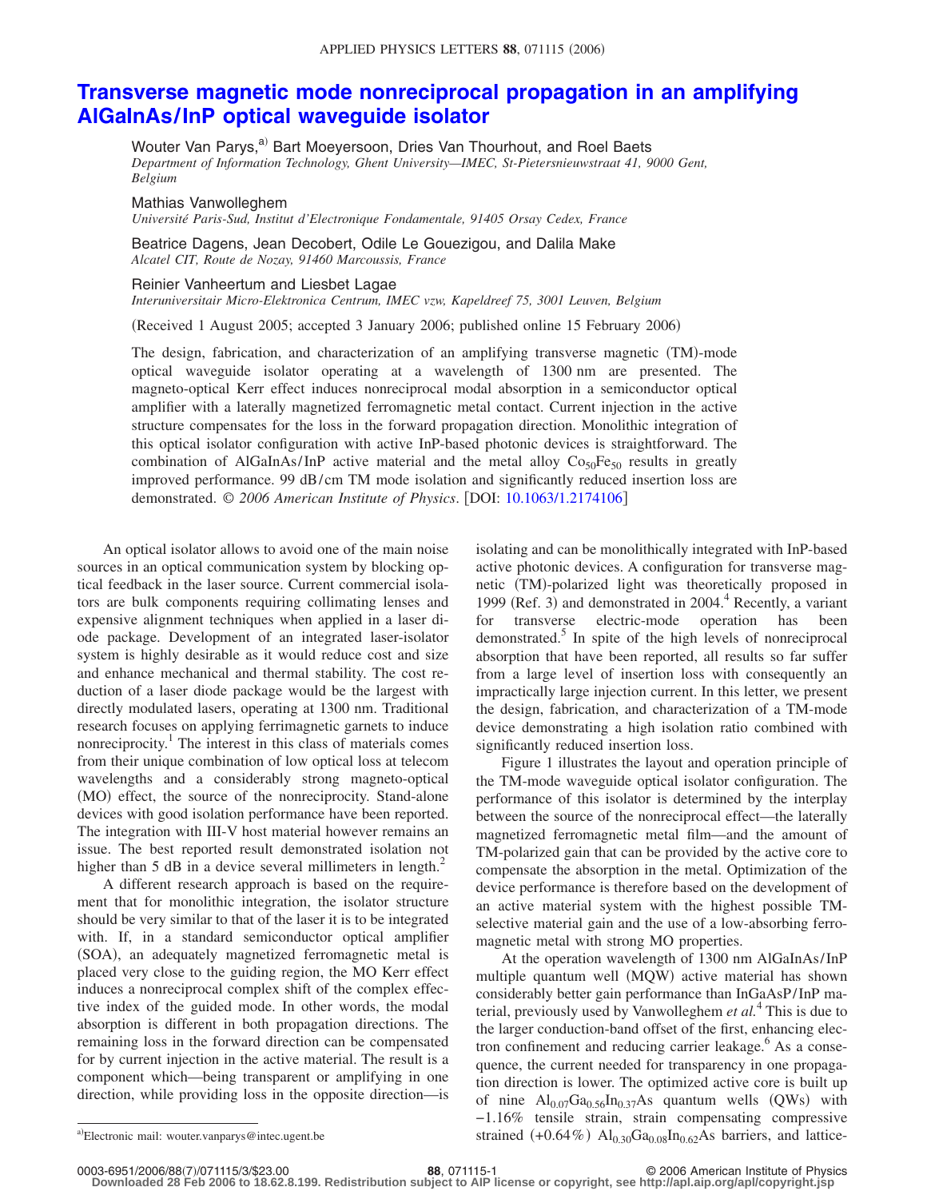# Transverse magnetic mode nonreciprocal propagation in an amplifying AlGaInAs/InP optical waveguide isolator

Wouter Van Parys,[a] Bart Moeyersoon, Dries Van Thourhout, and Roel Baets
*Department of Information Technology, Ghent University—IMEC, St-Pietersnieuwstraat 41, 9000 Gent, Belgium*

Mathias Vanwolleghem
*Université Paris-Sud, Institut d'Electronique Fondamentale, 91405 Orsay Cedex, France*

Beatrice Dagens, Jean Decobert, Odile Le Gouezigou, and Dalila Make
*Alcatel CIT, Route de Nozay, 91460 Marcoussis, France*

Reinier Vanheertum and Liesbet Lagae
*Interuniversitair Micro-Elektronica Centrum, IMEC vzw, Kapeldreef 75, 3001 Leuven, Belgium*

(Received 1 August 2005; accepted 3 January 2006; published online 15 February 2006)

The design, fabrication, and characterization of an amplifying transverse magnetic (TM)-mode optical waveguide isolator operating at a wavelength of 1300 nm are presented. The magneto-optical Kerr effect induces nonreciprocal modal absorption in a semiconductor optical amplifier with a laterally magnetized ferromagnetic metal contact. Current injection in the active structure compensates for the loss in the forward propagation direction. Monolithic integration of this optical isolator configuration with active InP-based photonic devices is straightforward. The combination of AlGaInAs/InP active material and the metal alloy $Co_{50}Fe_{50}$ results in greatly improved performance. 99 dB/cm TM mode isolation and significantly reduced insertion loss are demonstrated. *© 2006 American Institute of Physics*. [DOI: 10.1063/1.2174106]

An optical isolator allows to avoid one of the main noise sources in an optical communication system by blocking optical feedback in the laser source. Current commercial isolators are bulk components requiring collimating lenses and expensive alignment techniques when applied in a laser diode package. Development of an integrated laser-isolator system is highly desirable as it would reduce cost and size and enhance mechanical and thermal stability. The cost reduction of a laser diode package would be the largest with directly modulated lasers, operating at 1300 nm. Traditional research focuses on applying ferrimagnetic garnets to induce nonreciprocity.[1] The interest in this class of materials comes from their unique combination of low optical loss at telecom wavelengths and a considerably strong magneto-optical (MO) effect, the source of the nonreciprocity. Stand-alone devices with good isolation performance have been reported. The integration with III-V host material however remains an issue. The best reported result demonstrated isolation not higher than 5 dB in a device several millimeters in length.[2]

A different research approach is based on the requirement that for monolithic integration, the isolator structure should be very similar to that of the laser it is to be integrated with. If, in a standard semiconductor optical amplifier (SOA), an adequately magnetized ferromagnetic metal is placed very close to the guiding region, the MO Kerr effect induces a nonreciprocal complex shift of the complex effective index of the guided mode. In other words, the modal absorption is different in both propagation directions. The remaining loss in the forward direction can be compensated for by current injection in the active material. The result is a component which—being transparent or amplifying in one direction, while providing loss in the opposite direction—is isolating and can be monolithically integrated with InP-based active photonic devices. A configuration for transverse magnetic (TM)-polarized light was theoretically proposed in 1999 (Ref. 3) and demonstrated in 2004.[4] Recently, a variant for transverse electric-mode operation has been demonstrated.[5] In spite of the high levels of nonreciprocal absorption that have been reported, all results so far suffer from a large level of insertion loss with consequently an impractically large injection current. In this letter, we present the design, fabrication, and characterization of a TM-mode device demonstrating a high isolation ratio combined with significantly reduced insertion loss.

Figure 1 illustrates the layout and operation principle of the TM-mode waveguide optical isolator configuration. The performance of this isolator is determined by the interplay between the source of the nonreciprocal effect—the laterally magnetized ferromagnetic metal film—and the amount of TM-polarized gain that can be provided by the active core to compensate the absorption in the metal. Optimization of the device performance is therefore based on the development of an active material system with the highest possible TM-selective material gain and the use of a low-absorbing ferromagnetic metal with strong MO properties.

At the operation wavelength of 1300 nm AlGaInAs/InP multiple quantum well (MQW) active material has shown considerably better gain performance than InGaAsP/InP material, previously used by Vanwolleghem *et al.*[4] This is due to the larger conduction-band offset of the first, enhancing electron confinement and reducing carrier leakage.[6] As a consequence, the current needed for transparency in one propagation direction is lower. The optimized active core is built up of nine $Al_{0.07}Ga_{0.56}In_{0.37}As$ quantum wells (QWs) with −1.16% tensile strain, strain compensating compressive strained (+0.64%) $Al_{0.30}Ga_{0.08}In_{0.62}As$ barriers, and lattice-

[a]Electronic mail: wouter.vanparys@intec.ugent.be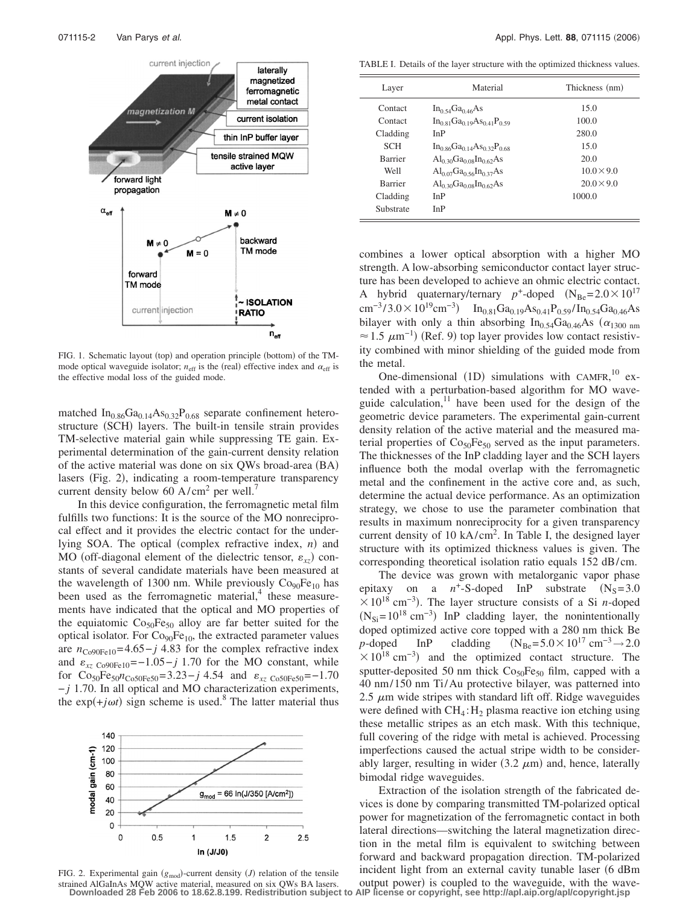FIG. 1. Schematic layout (top) and operation principle (bottom) of the TM-mode optical waveguide isolator; $n_{eff}$ is the (real) effective index and $\alpha_{eff}$ is the effective modal loss of the guided mode.

matched $In_{0.86}Ga_{0.14}As_{0.32}P_{0.68}$ separate confinement heterostructure (SCH) layers. The built-in tensile strain provides TM-selective material gain while suppressing TE gain. Experimental determination of the gain-current density relation of the active material was done on six QWs broad-area (BA) lasers (Fig. 2), indicating a room-temperature transparency current density below 60 A/cm$^2$ per well.[7]

In this device configuration, the ferromagnetic metal film fulfills two functions: It is the source of the MO nonreciprocal effect and it provides the electric contact for the underlying SOA. The optical (complex refractive index, $n$) and MO (off-diagonal element of the dielectric tensor, $\varepsilon_{xz}$) constants of several candidate materials have been measured at the wavelength of 1300 nm. While previously $Co_{90}Fe_{10}$ has been used as the ferromagnetic material,[4] these measurements have indicated that the optical and MO properties of the equiatomic $Co_{50}Fe_{50}$ alloy are far better suited for the optical isolator. For $Co_{90}Fe_{10}$, the extracted parameter values are $n_{Co90Fe10}=4.65-j\,4.83$ for the complex refractive index and $\varepsilon_{xz\ Co90Fe10}=-1.05-j\,1.70$ for the MO constant, while for $Co_{50}Fe_{50}$ $n_{Co50Fe50}=3.23-j\,4.54$ and $\varepsilon_{xz\ Co50Fe50}=-1.70-j\,1.70$. In all optical and MO characterization experiments, the $\exp(+j\omega t)$ sign scheme is used.[8] The latter material thus

FIG. 2. Experimental gain ($g_{mod}$)-current density ($J$) relation of the tensile strained AlGaInAs MQW active material, measured on six QWs BA lasers.

TABLE I. Details of the layer structure with the optimized thickness values.

| Layer | Material | Thickness (nm) |
|---|---|---|
| Contact | $In_{0.54}Ga_{0.46}As$ | 15.0 |
| Contact | $In_{0.81}Ga_{0.19}As_{0.41}P_{0.59}$ | 100.0 |
| Cladding | InP | 280.0 |
| SCH | $In_{0.86}Ga_{0.14}As_{0.32}P_{0.68}$ | 15.0 |
| Barrier | $Al_{0.30}Ga_{0.08}In_{0.62}As$ | 20.0 |
| Well | $Al_{0.07}Ga_{0.56}In_{0.37}As$ | $10.0\times 9.0$ |
| Barrier | $Al_{0.30}Ga_{0.08}In_{0.62}As$ | $20.0\times 9.0$ |
| Cladding | InP | 1000.0 |
| Substrate | InP | |

combines a lower optical absorption with a higher MO strength. A low-absorbing semiconductor contact layer structure has been developed to achieve an ohmic electric contact. A hybrid quaternary/ternary $p^+$-doped ($N_{Be}=2.0\times 10^{17}$ cm$^{-3}$/$3.0\times 10^{19}$cm$^{-3}$) $In_{0.81}Ga_{0.19}As_{0.41}P_{0.59}/In_{0.54}Ga_{0.46}As$ bilayer with only a thin absorbing $In_{0.54}Ga_{0.46}As$ ($\alpha_{1300\ nm}\approx 1.5\ \mu m^{-1}$) (Ref. 9) top layer provides low contact resistivity combined with minor shielding of the guided mode from the metal.

One-dimensional (1D) simulations with CAMFR,[10] extended with a perturbation-based algorithm for MO waveguide calculation,[11] have been used for the design of the geometric device parameters. The experimental gain-current density relation of the active material and the measured material properties of $Co_{50}Fe_{50}$ served as the input parameters. The thicknesses of the InP cladding layer and the SCH layers influence both the modal overlap with the ferromagnetic metal and the confinement in the active core and, as such, determine the actual device performance. As an optimization strategy, we chose to use the parameter combination that results in maximum nonreciprocity for a given transparency current density of 10 kA/cm$^2$. In Table I, the designed layer structure with its optimized thickness values is given. The corresponding theoretical isolation ratio equals 152 dB/cm.

The device was grown with metalorganic vapor phase epitaxy on a $n^+$-S-doped InP substrate ($N_S=3.0\times 10^{18}$ cm$^{-3}$). The layer structure consists of a Si $n$-doped ($N_{Si}=10^{18}$ cm$^{-3}$) InP cladding layer, the nonintentionally doped optimized active core topped with a 280 nm thick Be $p$-doped InP cladding ($N_{Be}=5.0\times 10^{17}$ cm$^{-3}\rightarrow 2.0\times 10^{18}$ cm$^{-3}$) and the optimized contact structure. The sputter-deposited 50 nm thick $Co_{50}Fe_{50}$ film, capped with a 40 nm/150 nm Ti/Au protective bilayer, was patterned into 2.5 $\mu$m wide stripes with standard lift off. Ridge waveguides were defined with $CH_4:H_2$ plasma reactive ion etching using these metallic stripes as an etch mask. With this technique, full covering of the ridge with metal is achieved. Processing imperfections caused the actual stripe width to be considerably larger, resulting in wider (3.2 $\mu$m) and, hence, laterally bimodal ridge waveguides.

Extraction of the isolation strength of the fabricated devices is done by comparing transmitted TM-polarized optical power for magnetization of the ferromagnetic contact in both lateral directions—switching the lateral magnetization direction in the metal film is equivalent to switching between forward and backward propagation direction. TM-polarized incident light from an external cavity tunable laser (6 dBm output power) is coupled to the waveguide, with the wave-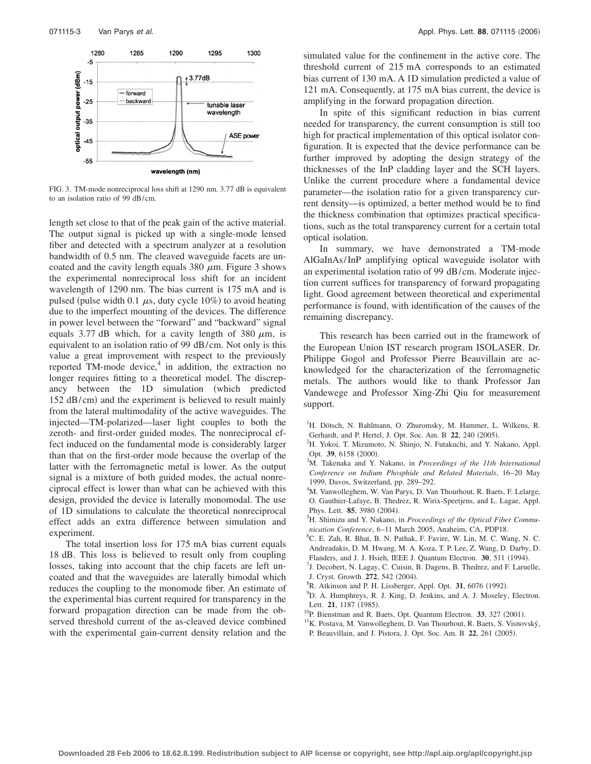1280
1285
1290
1295
1300

-5
-15
-25
-35
-45
-55

optical output power (dBm)

3.77dB

forward
backward

tunable laser wavelength

ASE power

wavelength (nm)

FIG. 3. TM-mode nonreciprocal loss shift at 1290 nm. 3.77 dB is equivalent to an isolation ratio of 99 dB/cm.

length set close to that of the peak gain of the active material. The output signal is picked up with a single-mode lensed fiber and detected with a spectrum analyzer at a resolution bandwidth of 0.5 nm. The cleaved waveguide facets are uncoated and the cavity length equals 380 $\mu$m. Figure 3 shows the experimental nonreciprocal loss shift for an incident wavelength of 1290 nm. The bias current is 175 mA and is pulsed (pulse width 0.1 $\mu$s, duty cycle 10%) to avoid heating due to the imperfect mounting of the devices. The difference in power level between the "forward" and "backward" signal equals 3.77 dB which, for a cavity length of 380 $\mu$m, is equivalent to an isolation ratio of 99 dB/cm. Not only is this value a great improvement with respect to the previously reported TM-mode device,[4] in addition, the extraction no longer requires fitting to a theoretical model. The discrepancy between the 1D simulation (which predicted 152 dB/cm) and the experiment is believed to result mainly from the lateral multimodality of the active waveguides. The injected—TM-polarized—laser light couples to both the zeroth- and first-order guided modes. The nonreciprocal effect induced on the fundamental mode is considerably larger than that on the first-order mode because the overlap of the latter with the ferromagnetic metal is lower. As the output signal is a mixture of both guided modes, the actual nonreciprocal effect is lower than what can be achieved with this design, provided the device is laterally monomodal. The use of 1D simulations to calculate the theoretical nonreciprocal effect adds an extra difference between simulation and experiment.

The total insertion loss for 175 mA bias current equals 18 dB. This loss is believed to result only from coupling losses, taking into account that the chip facets are left uncoated and that the waveguides are laterally bimodal which reduces the coupling to the monomode fiber. An estimate of the experimental bias current required for transparency in the forward propagation direction can be made from the observed threshold current of the as-cleaved device combined with the experimental gain-current density relation and the simulated value for the confinement in the active core. The threshold current of 215 mA corresponds to an estimated bias current of 130 mA. A 1D simulation predicted a value of 121 mA. Consequently, at 175 mA bias current, the device is amplifying in the forward propagation direction.

In spite of this significant reduction in bias current needed for transparency, the current consumption is still too high for practical implementation of this optical isolator configuration. It is expected that the device performance can be further improved by adopting the design strategy of the thicknesses of the InP cladding layer and the SCH layers. Unlike the current procedure where a fundamental device parameter—the isolation ratio for a given transparency current density—is optimized, a better method would be to find the thickness combination that optimizes practical specifications, such as the total transparency current for a certain total optical isolation.

In summary, we have demonstrated a TM-mode AlGaInAs/InP amplifying optical waveguide isolator with an experimental isolation ratio of 99 dB/cm. Moderate injection current suffices for transparency of forward propagating light. Good agreement between theoretical and experimental performance is found, with identification of the causes of the remaining discrepancy.

This research has been carried out in the framework of the European Union IST research program ISOLASER. Dr. Philippe Gogol and Professor Pierre Beauvillain are acknowledged for the characterization of the ferromagnetic metals. The authors would like to thank Professor Jan Vandewege and Professor Xing-Zhi Qiu for measurement support.

[1] H. Dötsch, N. Bahlmann, O. Zhuromsky, M. Hammer, L. Wilkens, R. Gerhardt, and P. Hertel, J. Opt. Soc. Am. B **22**, 240 (2005).
[2] H. Yokoi, T. Mizumoto, N. Shinjo, N. Futakuchi, and Y. Nakano, Appl. Opt. **39**, 6158 (2000).
[3] M. Takenaka and Y. Nakano, in *Proceedings of the 11th International Conference on Indium Phosphide and Related Materials*, 16–20 May 1999, Davos, Switzerland, pp. 289–292.
[4] M. Vanwolleghem, W. Van Parys, D. Van Thourhout, R. Baets, F. Lelarge, O. Gauthier-Lafaye, B. Thedrez, R. Wirix-Speetjens, and L. Lagae, Appl. Phys. Lett. **85**, 3980 (2004).
[5] H. Shimizu and Y. Nakano, in *Proceedings of the Optical Fiber Communication Conference*, 6–11 March 2005, Anaheim, CA, PDP18.
[6] C. E. Zah, R. Bhat, B. N. Pathak, F. Favire, W. Lin, M. C. Wang, N. C. Andreadakis, D. M. Hwang, M. A. Koza, T. P. Lee, Z. Wang, D. Darby, D. Flanders, and J. J. Hsieh, IEEE J. Quantum Electron. **30**, 511 (1994).
[7] J. Decobert, N. Lagay, C. Cuisin, B. Dagens, B. Thedrez, and F. Laruelle, J. Cryst. Growth **272**, 542 (2004).
[8] R. Atkinson and P. H. Lissberger, Appl. Opt. **31**, 6076 (1992).
[9] D. A. Humphreys, R. J. King, D. Jenkins, and A. J. Moseley, Electron. Lett. **21**, 1187 (1985).
[10] P. Bienstman and R. Baets, Opt. Quantum Electron. **33**, 327 (2001).
[11] K. Postava, M. Vanwolleghem, D. Van Thourhout, R. Baets, S. Visnovský, P. Beauvillain, and J. Pistora, J. Opt. Soc. Am. B **22**, 261 (2005).